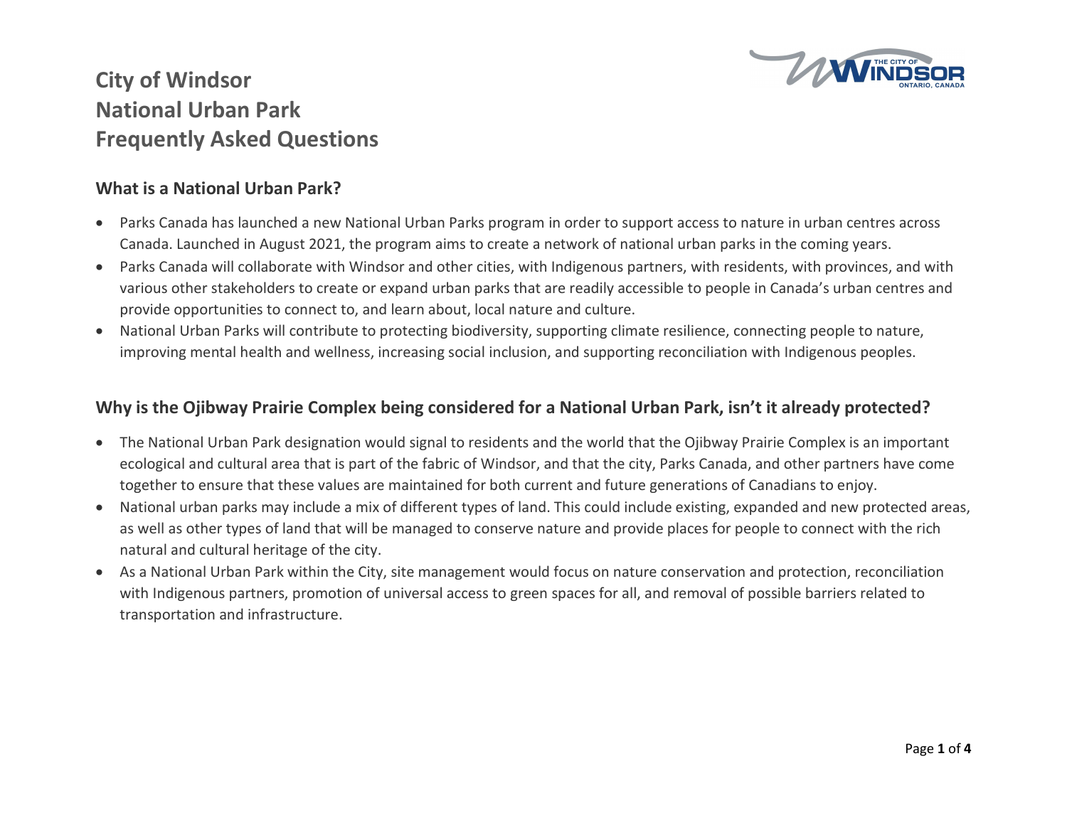# City of Windsor
# National Urban Park
# Frequently Asked Questions

## What is a National Urban Park?

- Parks Canada has launched a new National Urban Parks program in order to support access to nature in urban centres across Canada. Launched in August 2021, the program aims to create a network of national urban parks in the coming years.
- Parks Canada will collaborate with Windsor and other cities, with Indigenous partners, with residents, with provinces, and with various other stakeholders to create or expand urban parks that are readily accessible to people in Canada's urban centres and provide opportunities to connect to, and learn about, local nature and culture.
- National Urban Parks will contribute to protecting biodiversity, supporting climate resilience, connecting people to nature, improving mental health and wellness, increasing social inclusion, and supporting reconciliation with Indigenous peoples.

## Why is the Ojibway Prairie Complex being considered for a National Urban Park, isn't it already protected?

- The National Urban Park designation would signal to residents and the world that the Ojibway Prairie Complex is an important ecological and cultural area that is part of the fabric of Windsor, and that the city, Parks Canada, and other partners have come together to ensure that these values are maintained for both current and future generations of Canadians to enjoy.
- National urban parks may include a mix of different types of land. This could include existing, expanded and new protected areas, as well as other types of land that will be managed to conserve nature and provide places for people to connect with the rich natural and cultural heritage of the city.
- As a National Urban Park within the City, site management would focus on nature conservation and protection, reconciliation with Indigenous partners, promotion of universal access to green spaces for all, and removal of possible barriers related to transportation and infrastructure.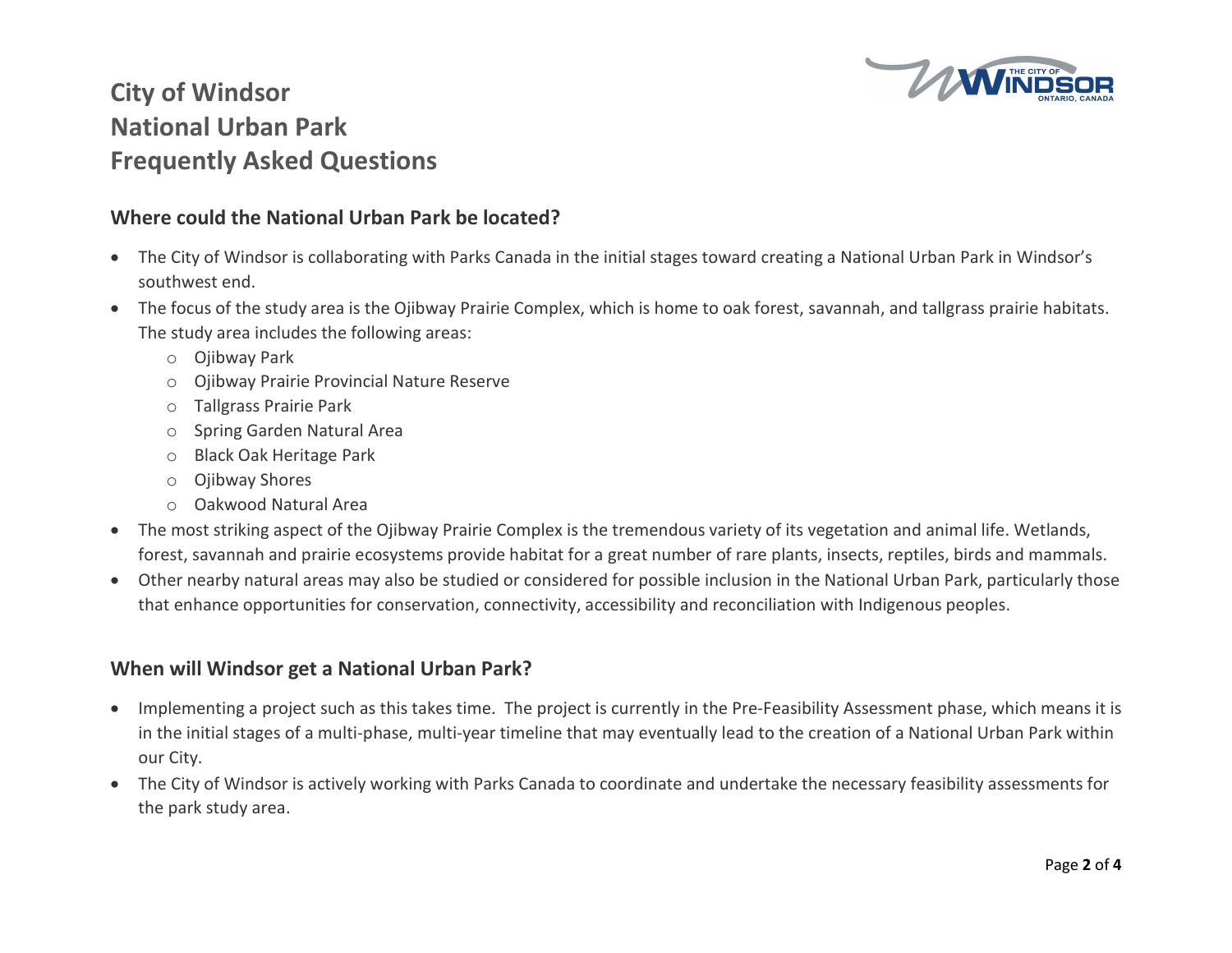# City of Windsor
# National Urban Park
# Frequently Asked Questions

## Where could the National Urban Park be located?

- The City of Windsor is collaborating with Parks Canada in the initial stages toward creating a National Urban Park in Windsor's southwest end.
- The focus of the study area is the Ojibway Prairie Complex, which is home to oak forest, savannah, and tallgrass prairie habitats. The study area includes the following areas:
  - Ojibway Park
  - Ojibway Prairie Provincial Nature Reserve
  - Tallgrass Prairie Park
  - Spring Garden Natural Area
  - Black Oak Heritage Park
  - Ojibway Shores
  - Oakwood Natural Area
- The most striking aspect of the Ojibway Prairie Complex is the tremendous variety of its vegetation and animal life. Wetlands, forest, savannah and prairie ecosystems provide habitat for a great number of rare plants, insects, reptiles, birds and mammals.
- Other nearby natural areas may also be studied or considered for possible inclusion in the National Urban Park, particularly those that enhance opportunities for conservation, connectivity, accessibility and reconciliation with Indigenous peoples.

## When will Windsor get a National Urban Park?

- Implementing a project such as this takes time. The project is currently in the Pre-Feasibility Assessment phase, which means it is in the initial stages of a multi-phase, multi-year timeline that may eventually lead to the creation of a National Urban Park within our City.
- The City of Windsor is actively working with Parks Canada to coordinate and undertake the necessary feasibility assessments for the park study area.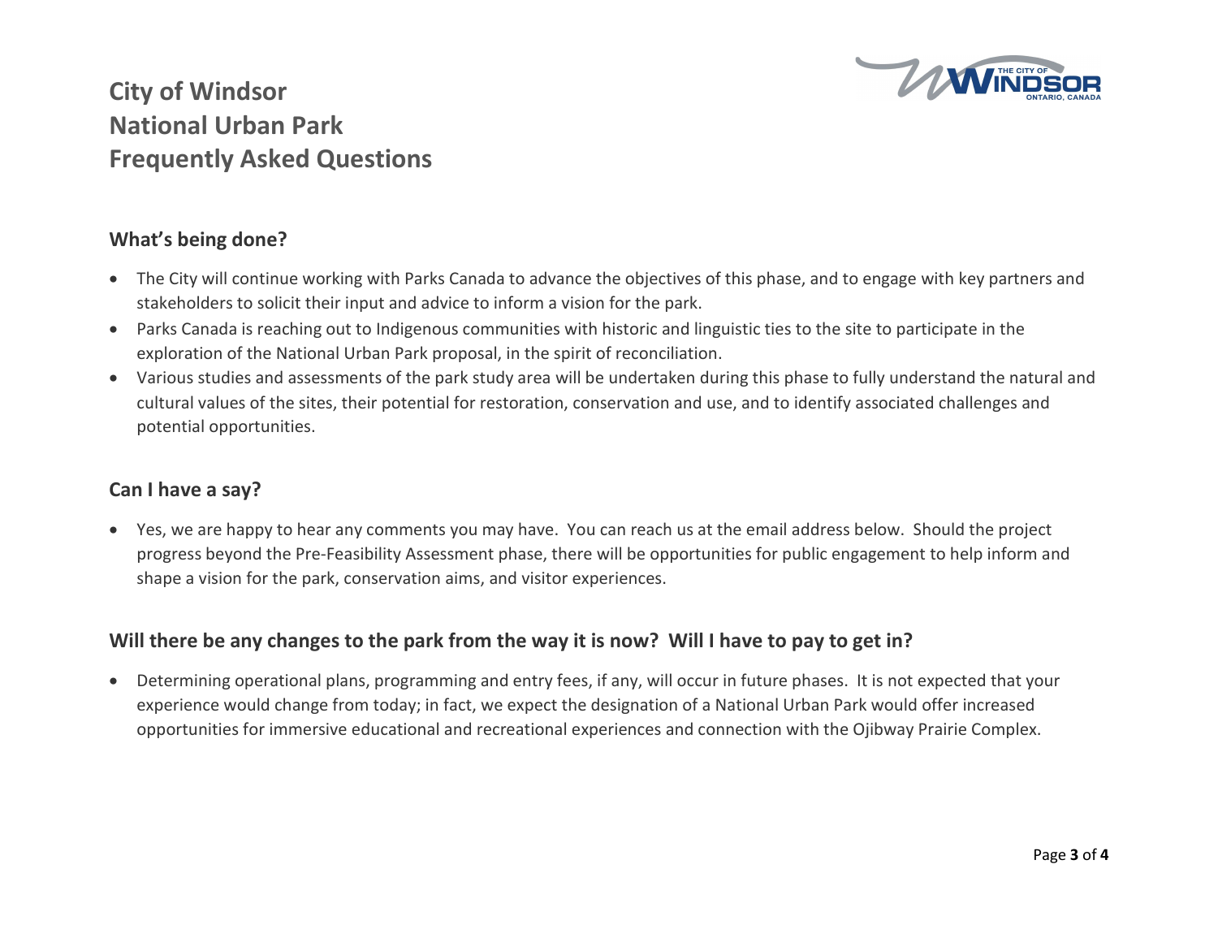# City of Windsor
# National Urban Park
# Frequently Asked Questions

## What's being done?

- The City will continue working with Parks Canada to advance the objectives of this phase, and to engage with key partners and stakeholders to solicit their input and advice to inform a vision for the park.
- Parks Canada is reaching out to Indigenous communities with historic and linguistic ties to the site to participate in the exploration of the National Urban Park proposal, in the spirit of reconciliation.
- Various studies and assessments of the park study area will be undertaken during this phase to fully understand the natural and cultural values of the sites, their potential for restoration, conservation and use, and to identify associated challenges and potential opportunities.

## Can I have a say?

- Yes, we are happy to hear any comments you may have. You can reach us at the email address below. Should the project progress beyond the Pre-Feasibility Assessment phase, there will be opportunities for public engagement to help inform and shape a vision for the park, conservation aims, and visitor experiences.

## Will there be any changes to the park from the way it is now? Will I have to pay to get in?

- Determining operational plans, programming and entry fees, if any, will occur in future phases. It is not expected that your experience would change from today; in fact, we expect the designation of a National Urban Park would offer increased opportunities for immersive educational and recreational experiences and connection with the Ojibway Prairie Complex.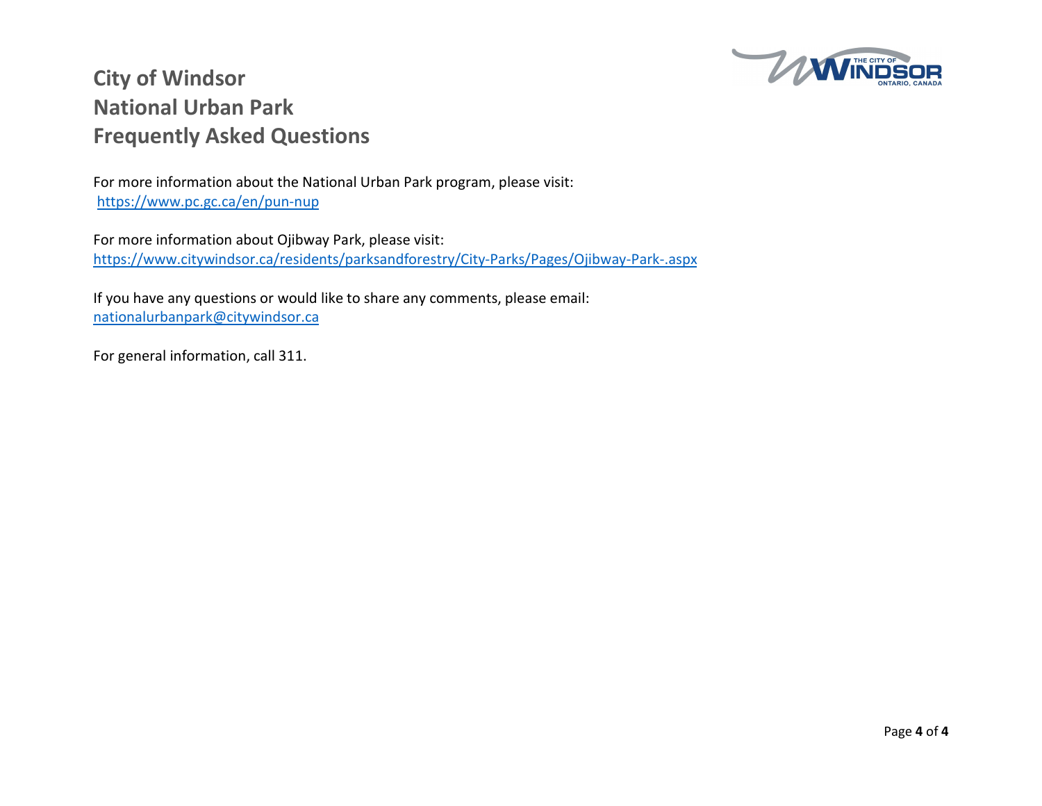# City of Windsor
# National Urban Park
# Frequently Asked Questions

For more information about the National Urban Park program, please visit:
https://www.pc.gc.ca/en/pun-nup

For more information about Ojibway Park, please visit:
https://www.citywindsor.ca/residents/parksandforestry/City-Parks/Pages/Ojibway-Park-.aspx

If you have any questions or would like to share any comments, please email:
nationalurbanpark@citywindsor.ca

For general information, call 311.